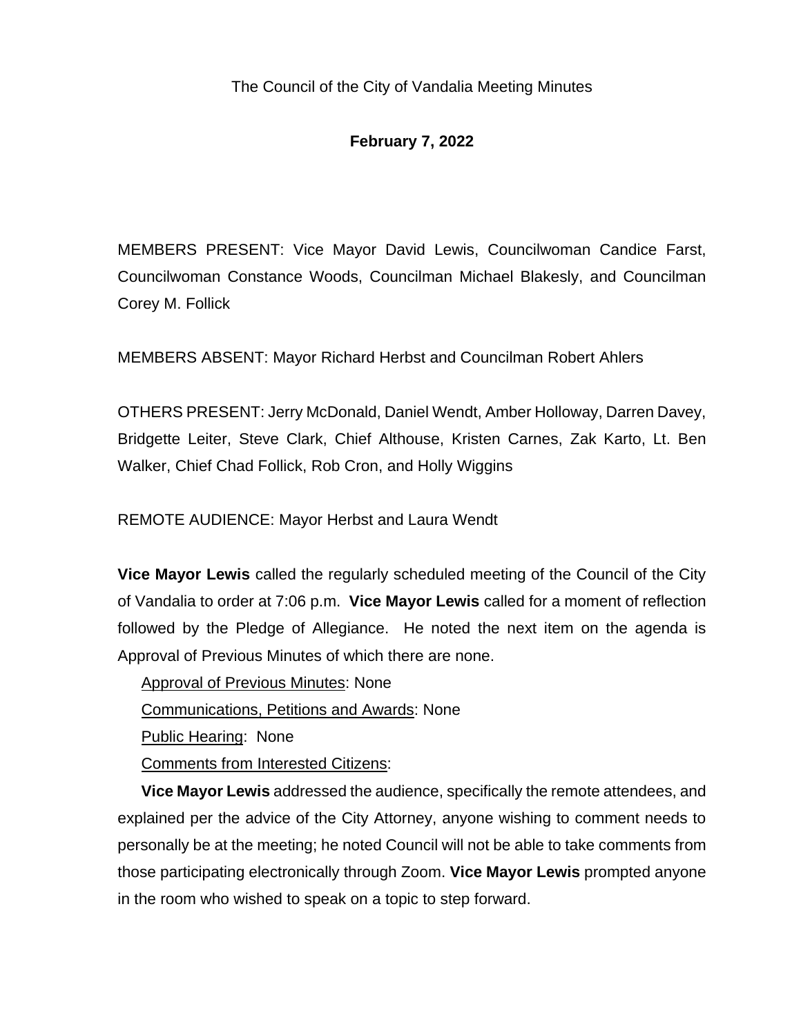The Council of the City of Vandalia Meeting Minutes

**February 7, 2022**

MEMBERS PRESENT: Vice Mayor David Lewis, Councilwoman Candice Farst, Councilwoman Constance Woods, Councilman Michael Blakesly, and Councilman Corey M. Follick

MEMBERS ABSENT: Mayor Richard Herbst and Councilman Robert Ahlers

OTHERS PRESENT: Jerry McDonald, Daniel Wendt, Amber Holloway, Darren Davey, Bridgette Leiter, Steve Clark, Chief Althouse, Kristen Carnes, Zak Karto, Lt. Ben Walker, Chief Chad Follick, Rob Cron, and Holly Wiggins

REMOTE AUDIENCE: Mayor Herbst and Laura Wendt

**Vice Mayor Lewis** called the regularly scheduled meeting of the Council of the City of Vandalia to order at 7:06 p.m. **Vice Mayor Lewis** called for a moment of reflection followed by the Pledge of Allegiance. He noted the next item on the agenda is Approval of Previous Minutes of which there are none.

Approval of Previous Minutes: None

Communications, Petitions and Awards: None

Public Hearing: None

Comments from Interested Citizens:

**Vice Mayor Lewis** addressed the audience, specifically the remote attendees, and explained per the advice of the City Attorney, anyone wishing to comment needs to personally be at the meeting; he noted Council will not be able to take comments from those participating electronically through Zoom. **Vice Mayor Lewis** prompted anyone in the room who wished to speak on a topic to step forward.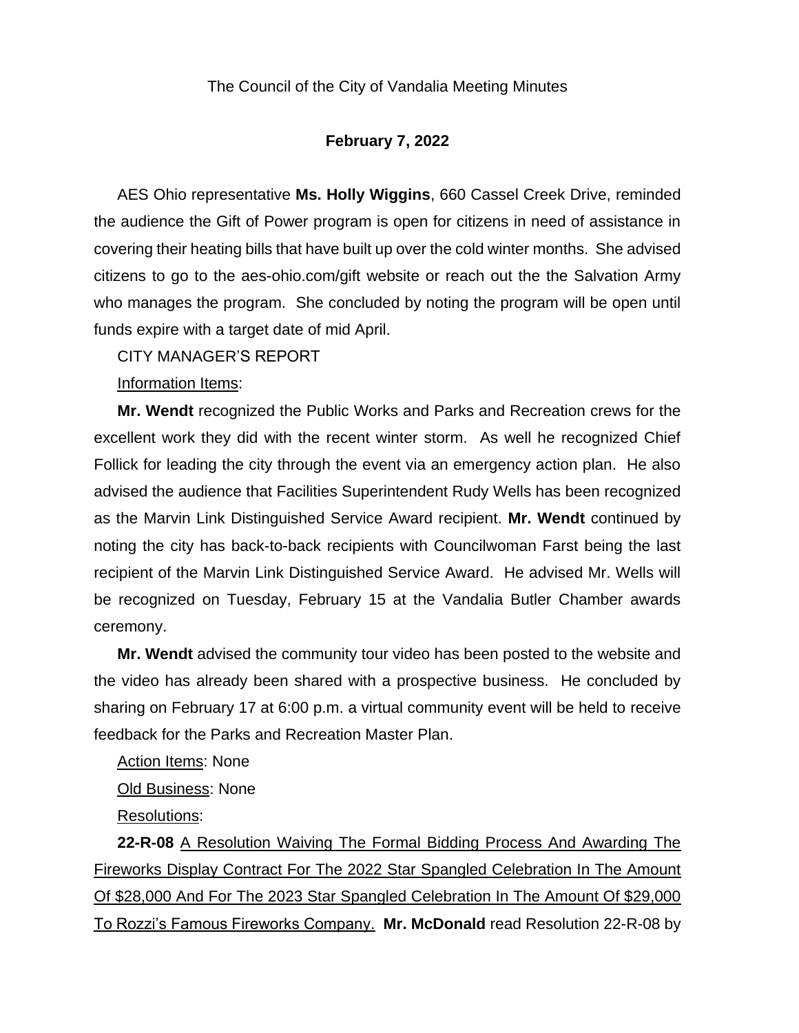The Council of the City of Vandalia Meeting Minutes

**February 7, 2022**

AES Ohio representative **Ms. Holly Wiggins**, 660 Cassel Creek Drive, reminded the audience the Gift of Power program is open for citizens in need of assistance in covering their heating bills that have built up over the cold winter months. She advised citizens to go to the aes-ohio.com/gift website or reach out the the Salvation Army who manages the program. She concluded by noting the program will be open until funds expire with a target date of mid April.

CITY MANAGER'S REPORT

Information Items:

**Mr. Wendt** recognized the Public Works and Parks and Recreation crews for the excellent work they did with the recent winter storm. As well he recognized Chief Follick for leading the city through the event via an emergency action plan. He also advised the audience that Facilities Superintendent Rudy Wells has been recognized as the Marvin Link Distinguished Service Award recipient. **Mr. Wendt** continued by noting the city has back-to-back recipients with Councilwoman Farst being the last recipient of the Marvin Link Distinguished Service Award. He advised Mr. Wells will be recognized on Tuesday, February 15 at the Vandalia Butler Chamber awards ceremony.

**Mr. Wendt** advised the community tour video has been posted to the website and the video has already been shared with a prospective business. He concluded by sharing on February 17 at 6:00 p.m. a virtual community event will be held to receive feedback for the Parks and Recreation Master Plan.

Action Items: None

Old Business: None

Resolutions:

**22-R-08** A Resolution Waiving The Formal Bidding Process And Awarding The Fireworks Display Contract For The 2022 Star Spangled Celebration In The Amount Of $28,000 And For The 2023 Star Spangled Celebration In The Amount Of $29,000 To Rozzi's Famous Fireworks Company. **Mr. McDonald** read Resolution 22-R-08 by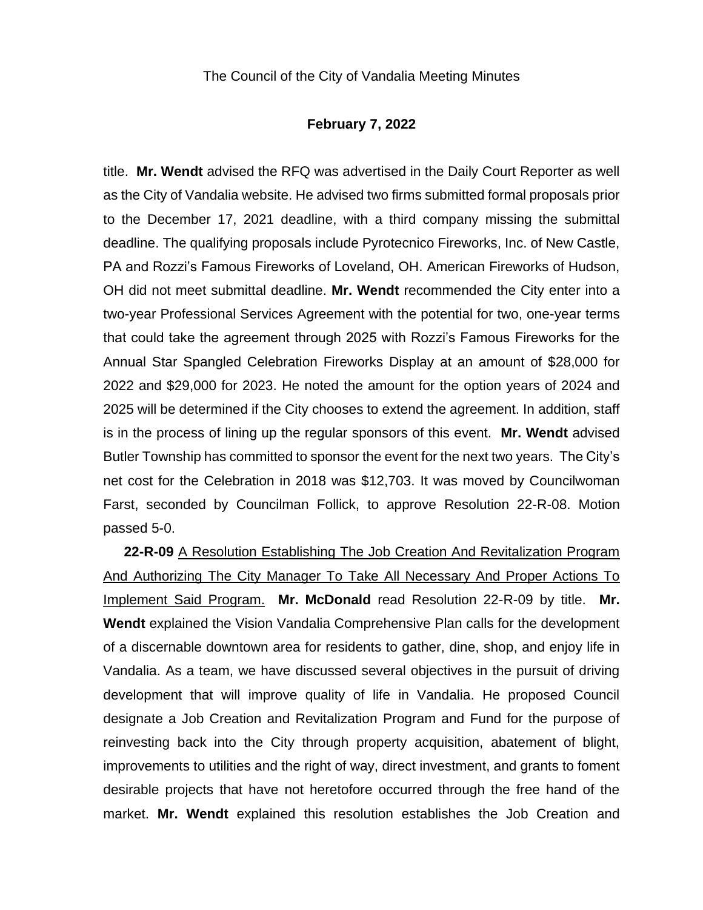title. **Mr. Wendt** advised the RFQ was advertised in the Daily Court Reporter as well as the City of Vandalia website. He advised two firms submitted formal proposals prior to the December 17, 2021 deadline, with a third company missing the submittal deadline. The qualifying proposals include Pyrotecnico Fireworks, Inc. of New Castle, PA and Rozzi's Famous Fireworks of Loveland, OH. American Fireworks of Hudson, OH did not meet submittal deadline. **Mr. Wendt** recommended the City enter into a two-year Professional Services Agreement with the potential for two, one-year terms that could take the agreement through 2025 with Rozzi's Famous Fireworks for the Annual Star Spangled Celebration Fireworks Display at an amount of $28,000 for 2022 and $29,000 for 2023. He noted the amount for the option years of 2024 and 2025 will be determined if the City chooses to extend the agreement. In addition, staff is in the process of lining up the regular sponsors of this event. **Mr. Wendt** advised Butler Township has committed to sponsor the event for the next two years. The City's net cost for the Celebration in 2018 was $12,703. It was moved by Councilwoman Farst, seconded by Councilman Follick, to approve Resolution 22-R-08. Motion passed 5-0.

**22-R-09** <u>A Resolution Establishing The Job Creation And Revitalization Program And Authorizing The City Manager To Take All Necessary And Proper Actions To Implement Said Program.</u> **Mr. McDonald** read Resolution 22-R-09 by title. **Mr. Wendt** explained the Vision Vandalia Comprehensive Plan calls for the development of a discernable downtown area for residents to gather, dine, shop, and enjoy life in Vandalia. As a team, we have discussed several objectives in the pursuit of driving development that will improve quality of life in Vandalia. He proposed Council designate a Job Creation and Revitalization Program and Fund for the purpose of reinvesting back into the City through property acquisition, abatement of blight, improvements to utilities and the right of way, direct investment, and grants to foment desirable projects that have not heretofore occurred through the free hand of the market. **Mr. Wendt** explained this resolution establishes the Job Creation and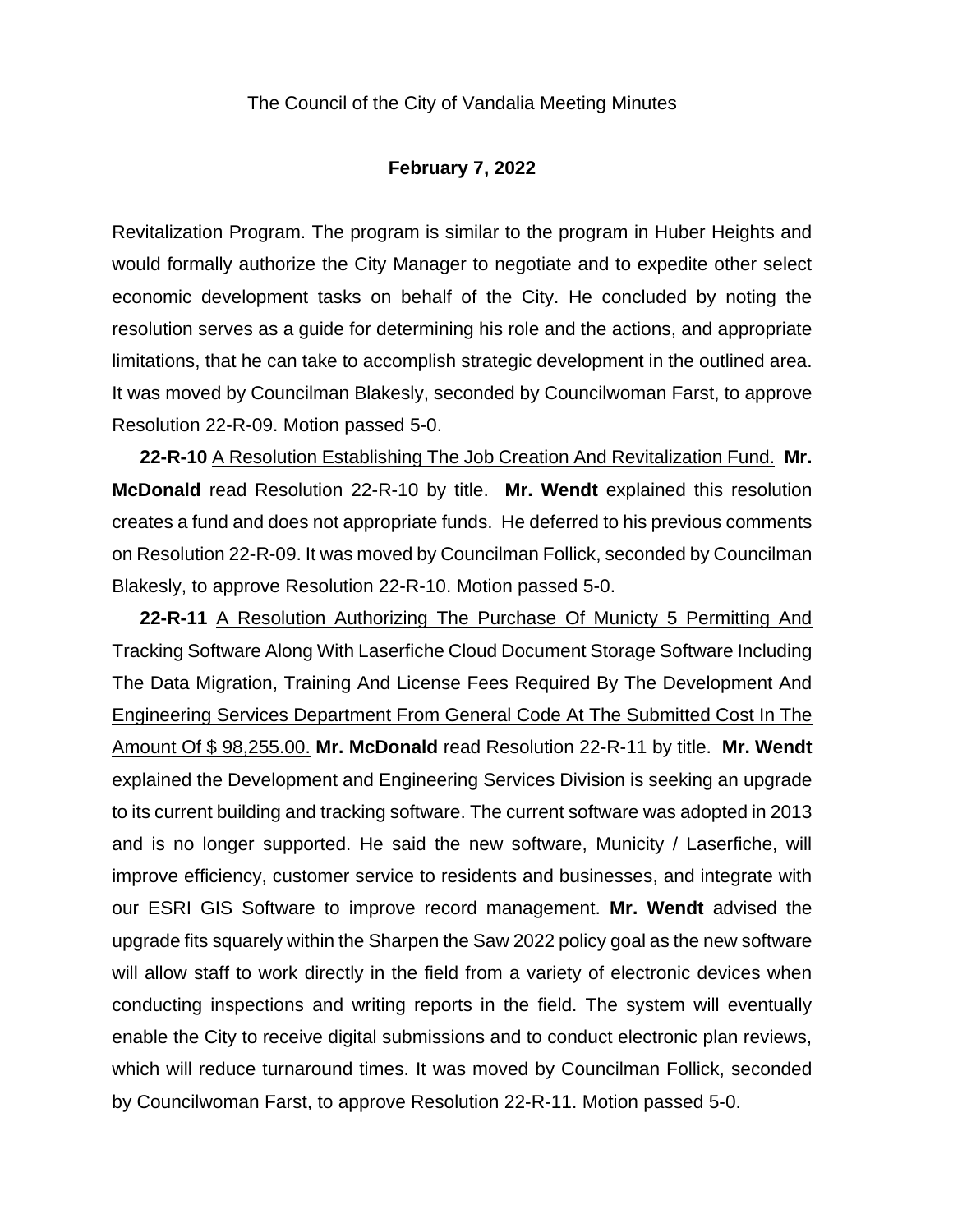Revitalization Program. The program is similar to the program in Huber Heights and would formally authorize the City Manager to negotiate and to expedite other select economic development tasks on behalf of the City. He concluded by noting the resolution serves as a guide for determining his role and the actions, and appropriate limitations, that he can take to accomplish strategic development in the outlined area. It was moved by Councilman Blakesly, seconded by Councilwoman Farst, to approve Resolution 22-R-09. Motion passed 5-0.

**22-R-10** A Resolution Establishing The Job Creation And Revitalization Fund. **Mr. McDonald** read Resolution 22-R-10 by title. **Mr. Wendt** explained this resolution creates a fund and does not appropriate funds. He deferred to his previous comments on Resolution 22-R-09. It was moved by Councilman Follick, seconded by Councilman Blakesly, to approve Resolution 22-R-10. Motion passed 5-0.

**22-R-11** A Resolution Authorizing The Purchase Of Municty 5 Permitting And Tracking Software Along With Laserfiche Cloud Document Storage Software Including The Data Migration, Training And License Fees Required By The Development And Engineering Services Department From General Code At The Submitted Cost In The Amount Of $ 98,255.00. **Mr. McDonald** read Resolution 22-R-11 by title. **Mr. Wendt** explained the Development and Engineering Services Division is seeking an upgrade to its current building and tracking software. The current software was adopted in 2013 and is no longer supported. He said the new software, Municity / Laserfiche, will improve efficiency, customer service to residents and businesses, and integrate with our ESRI GIS Software to improve record management. **Mr. Wendt** advised the upgrade fits squarely within the Sharpen the Saw 2022 policy goal as the new software will allow staff to work directly in the field from a variety of electronic devices when conducting inspections and writing reports in the field. The system will eventually enable the City to receive digital submissions and to conduct electronic plan reviews, which will reduce turnaround times. It was moved by Councilman Follick, seconded by Councilwoman Farst, to approve Resolution 22-R-11. Motion passed 5-0.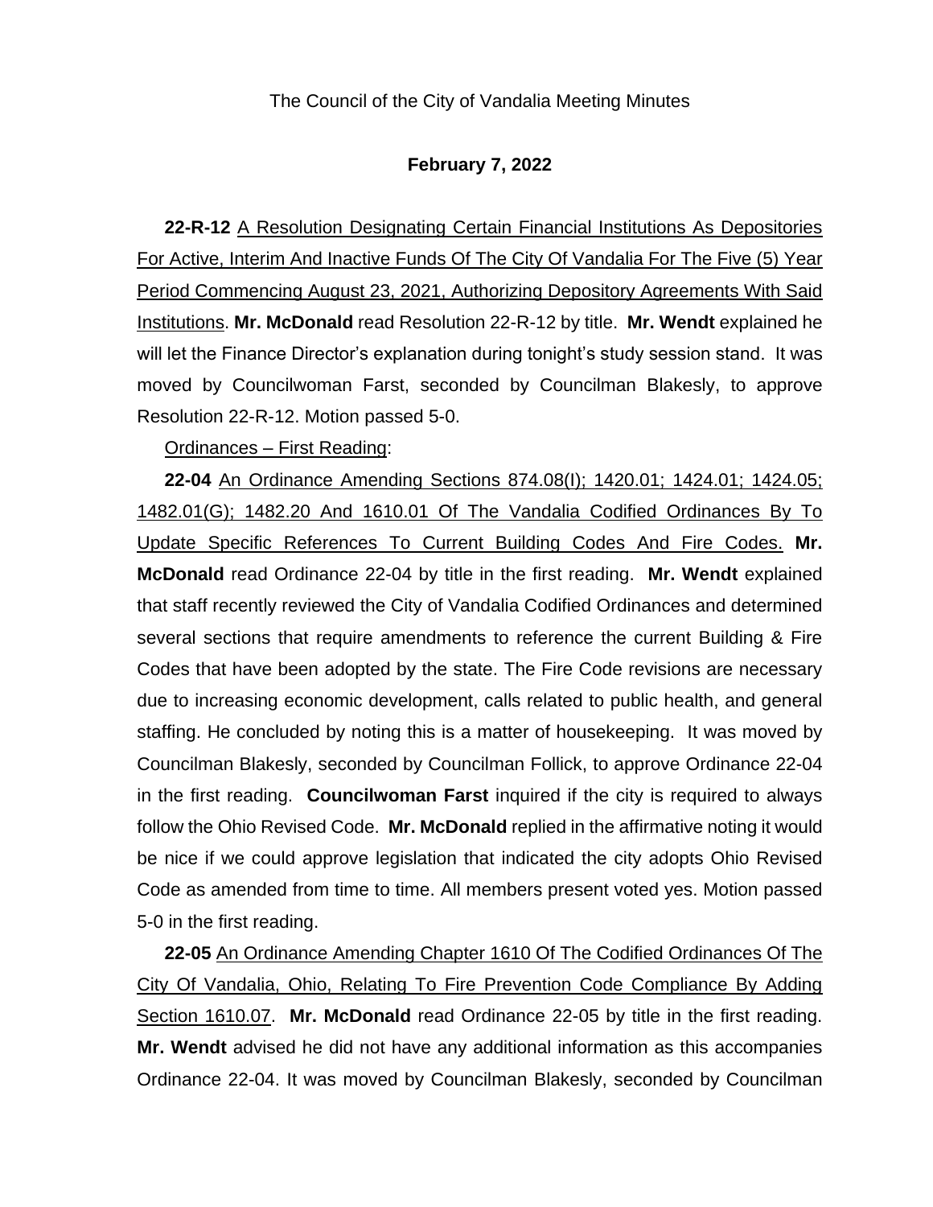The Council of the City of Vandalia Meeting Minutes

**February 7, 2022**

**22-R-12** A Resolution Designating Certain Financial Institutions As Depositories For Active, Interim And Inactive Funds Of The City Of Vandalia For The Five (5) Year Period Commencing August 23, 2021, Authorizing Depository Agreements With Said Institutions. **Mr. McDonald** read Resolution 22-R-12 by title. **Mr. Wendt** explained he will let the Finance Director's explanation during tonight's study session stand. It was moved by Councilwoman Farst, seconded by Councilman Blakesly, to approve Resolution 22-R-12. Motion passed 5-0.

Ordinances – First Reading:

**22-04** An Ordinance Amending Sections 874.08(I); 1420.01; 1424.01; 1424.05; 1482.01(G); 1482.20 And 1610.01 Of The Vandalia Codified Ordinances By To Update Specific References To Current Building Codes And Fire Codes. **Mr. McDonald** read Ordinance 22-04 by title in the first reading. **Mr. Wendt** explained that staff recently reviewed the City of Vandalia Codified Ordinances and determined several sections that require amendments to reference the current Building & Fire Codes that have been adopted by the state. The Fire Code revisions are necessary due to increasing economic development, calls related to public health, and general staffing. He concluded by noting this is a matter of housekeeping. It was moved by Councilman Blakesly, seconded by Councilman Follick, to approve Ordinance 22-04 in the first reading. **Councilwoman Farst** inquired if the city is required to always follow the Ohio Revised Code. **Mr. McDonald** replied in the affirmative noting it would be nice if we could approve legislation that indicated the city adopts Ohio Revised Code as amended from time to time. All members present voted yes. Motion passed 5-0 in the first reading.

**22-05** An Ordinance Amending Chapter 1610 Of The Codified Ordinances Of The City Of Vandalia, Ohio, Relating To Fire Prevention Code Compliance By Adding Section 1610.07. **Mr. McDonald** read Ordinance 22-05 by title in the first reading. **Mr. Wendt** advised he did not have any additional information as this accompanies Ordinance 22-04. It was moved by Councilman Blakesly, seconded by Councilman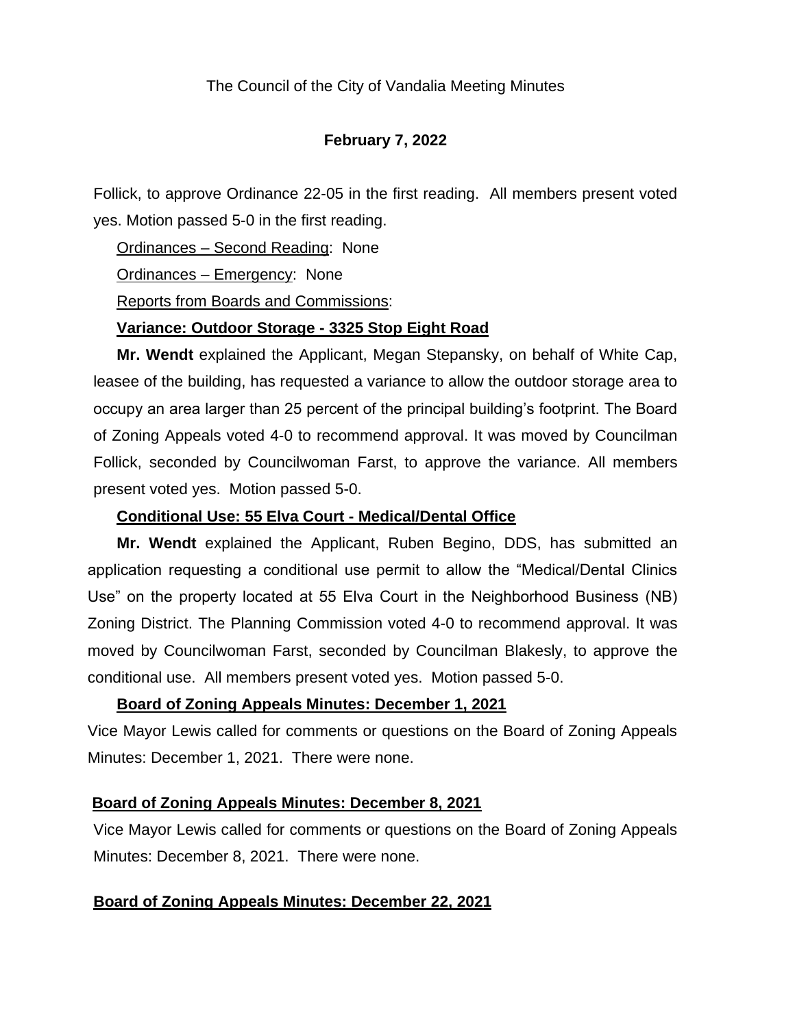The Council of the City of Vandalia Meeting Minutes

**February 7, 2022**

Follick, to approve Ordinance 22-05 in the first reading. All members present voted yes. Motion passed 5-0 in the first reading.

Ordinances – Second Reading: None

Ordinances – Emergency: None

Reports from Boards and Commissions:

**Variance: Outdoor Storage - 3325 Stop Eight Road**

**Mr. Wendt** explained the Applicant, Megan Stepansky, on behalf of White Cap, leasee of the building, has requested a variance to allow the outdoor storage area to occupy an area larger than 25 percent of the principal building's footprint. The Board of Zoning Appeals voted 4-0 to recommend approval. It was moved by Councilman Follick, seconded by Councilwoman Farst, to approve the variance. All members present voted yes. Motion passed 5-0.

**Conditional Use: 55 Elva Court - Medical/Dental Office**

**Mr. Wendt** explained the Applicant, Ruben Begino, DDS, has submitted an application requesting a conditional use permit to allow the "Medical/Dental Clinics Use" on the property located at 55 Elva Court in the Neighborhood Business (NB) Zoning District. The Planning Commission voted 4-0 to recommend approval. It was moved by Councilwoman Farst, seconded by Councilman Blakesly, to approve the conditional use. All members present voted yes. Motion passed 5-0.

**Board of Zoning Appeals Minutes: December 1, 2021**

Vice Mayor Lewis called for comments or questions on the Board of Zoning Appeals Minutes: December 1, 2021. There were none.

**Board of Zoning Appeals Minutes: December 8, 2021**

Vice Mayor Lewis called for comments or questions on the Board of Zoning Appeals Minutes: December 8, 2021. There were none.

**Board of Zoning Appeals Minutes: December 22, 2021**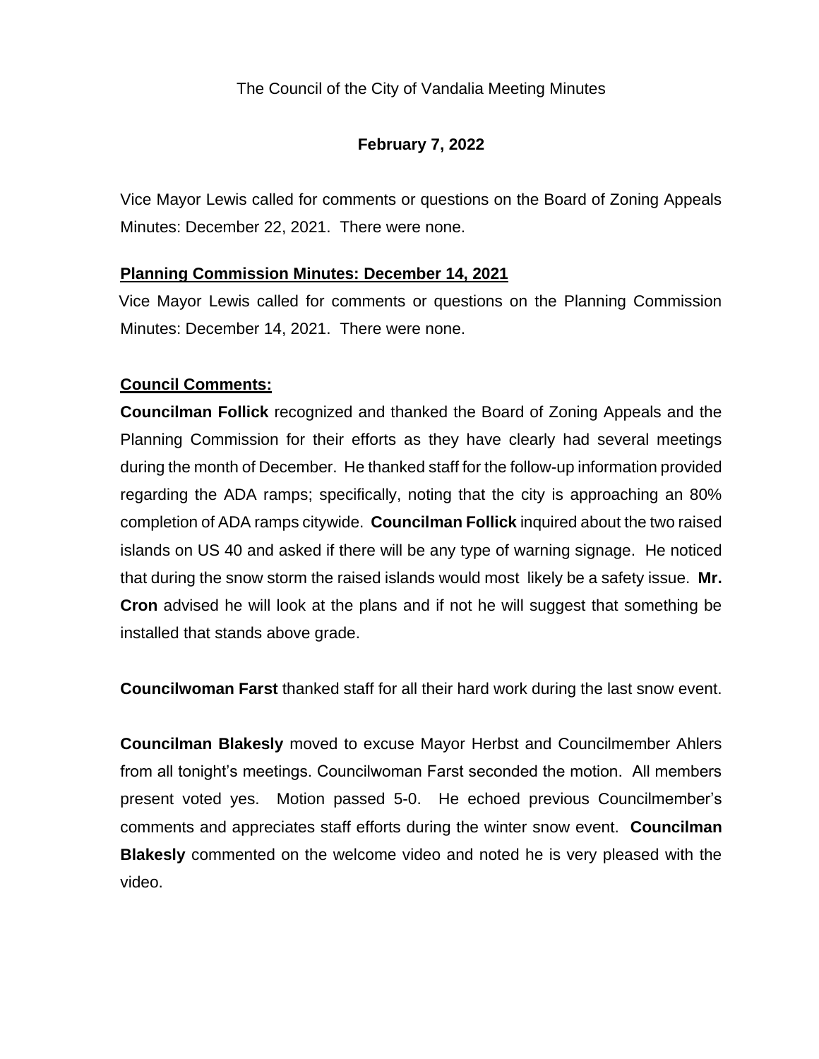The Council of the City of Vandalia Meeting Minutes

**February 7, 2022**

Vice Mayor Lewis called for comments or questions on the Board of Zoning Appeals Minutes: December 22, 2021. There were none.

**Planning Commission Minutes: December 14, 2021**

Vice Mayor Lewis called for comments or questions on the Planning Commission Minutes: December 14, 2021. There were none.

**Council Comments:**

**Councilman Follick** recognized and thanked the Board of Zoning Appeals and the Planning Commission for their efforts as they have clearly had several meetings during the month of December. He thanked staff for the follow-up information provided regarding the ADA ramps; specifically, noting that the city is approaching an 80% completion of ADA ramps citywide. **Councilman Follick** inquired about the two raised islands on US 40 and asked if there will be any type of warning signage. He noticed that during the snow storm the raised islands would most likely be a safety issue. **Mr. Cron** advised he will look at the plans and if not he will suggest that something be installed that stands above grade.

**Councilwoman Farst** thanked staff for all their hard work during the last snow event.

**Councilman Blakesly** moved to excuse Mayor Herbst and Councilmember Ahlers from all tonight's meetings. Councilwoman Farst seconded the motion. All members present voted yes. Motion passed 5-0. He echoed previous Councilmember's comments and appreciates staff efforts during the winter snow event. **Councilman Blakesly** commented on the welcome video and noted he is very pleased with the video.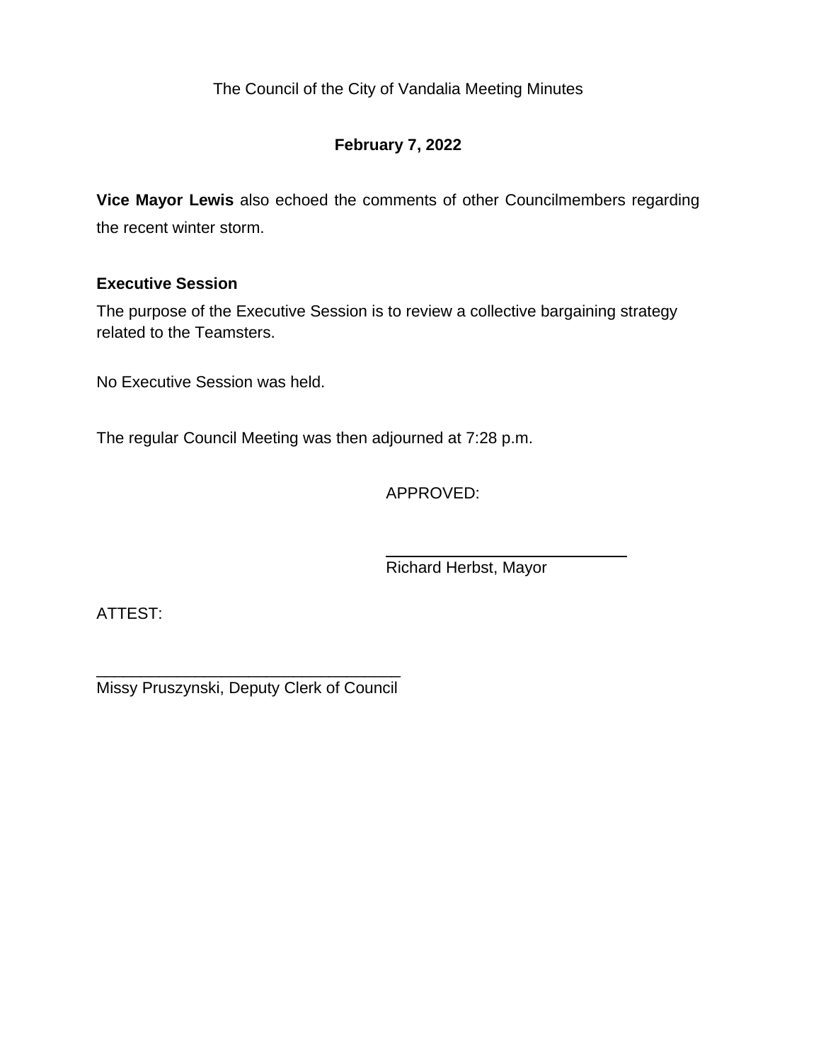The Council of the City of Vandalia Meeting Minutes

**February 7, 2022**

**Vice Mayor Lewis** also echoed the comments of other Councilmembers regarding the recent winter storm.

**Executive Session**

The purpose of the Executive Session is to review a collective bargaining strategy related to the Teamsters.

No Executive Session was held.

The regular Council Meeting was then adjourned at 7:28 p.m.

APPROVED:

\_\_\_\_\_\_\_\_\_\_\_\_\_\_\_\_\_\_\_\_\_\_\_\_\_\_\_\_
Richard Herbst, Mayor

ATTEST:

\_\_\_\_\_\_\_\_\_\_\_\_\_\_\_\_\_\_\_\_\_\_\_\_\_\_\_\_\_\_\_\_\_\_\_
Missy Pruszynski, Deputy Clerk of Council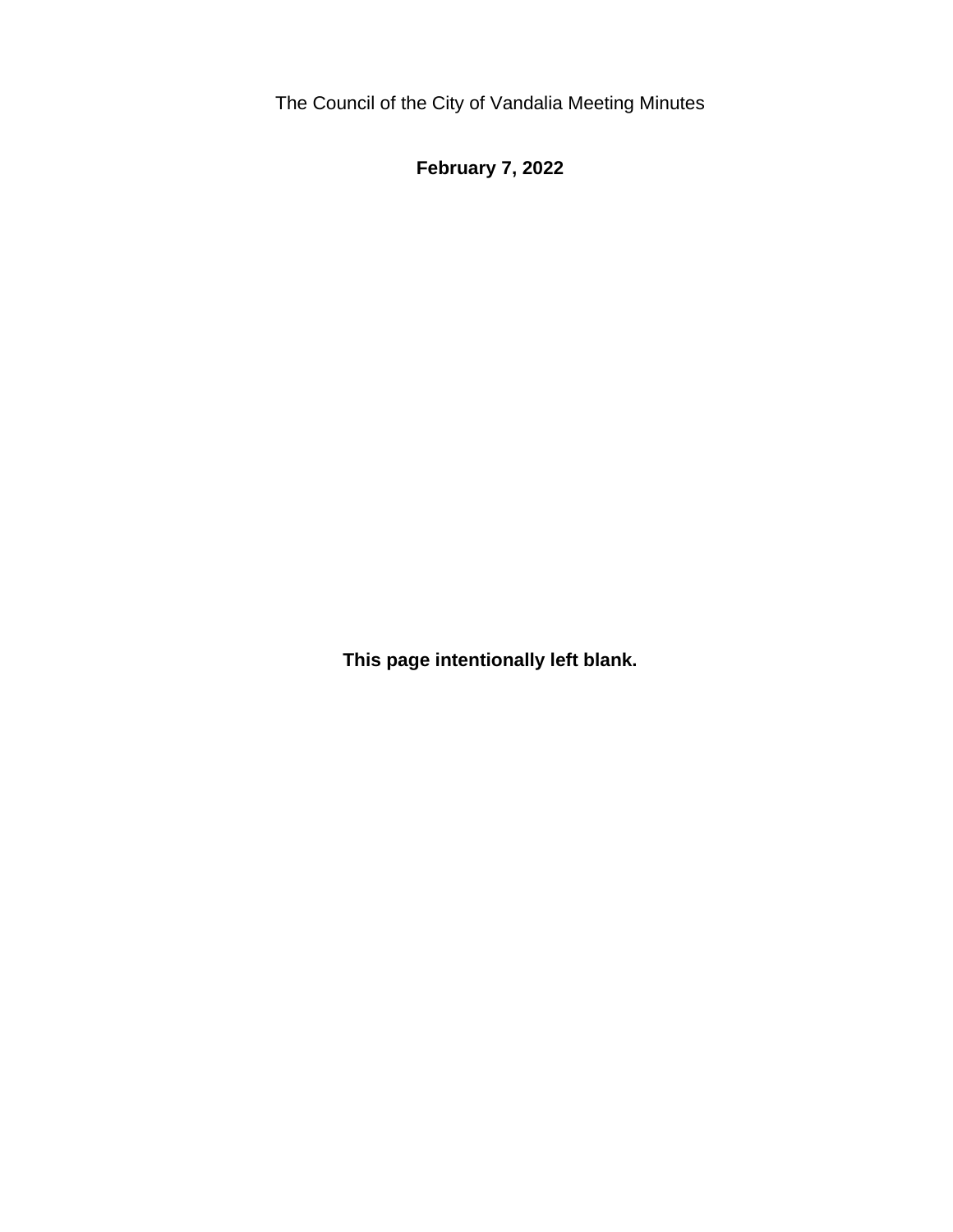The Council of the City of Vandalia Meeting Minutes

**February 7, 2022**

**This page intentionally left blank.**